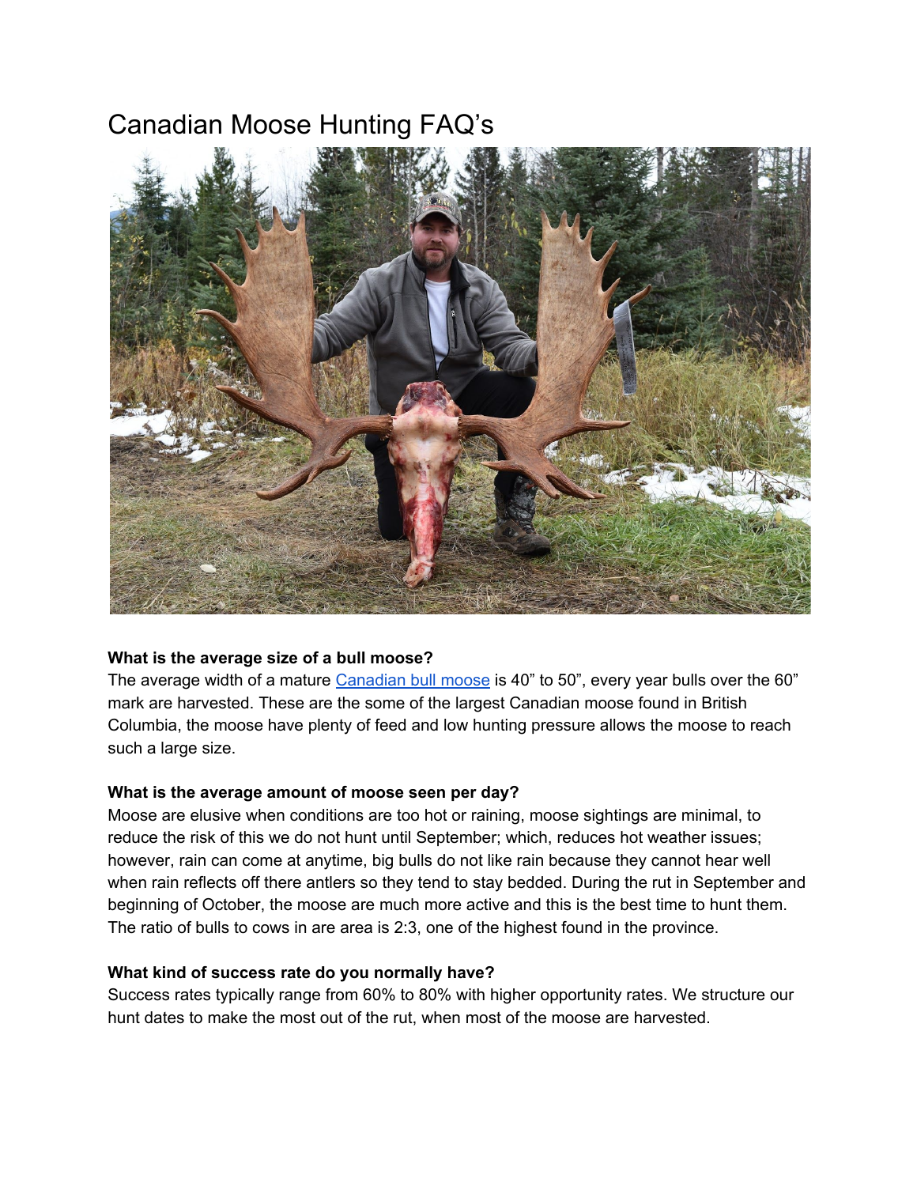# Canadian Moose Hunting FAQ's

**What is the average size of a bull moose?**

The average width of a mature [Canadian bull moose] is 40" to 50", every year bulls over the 60" mark are harvested. These are the some of the largest Canadian moose found in British Columbia, the moose have plenty of feed and low hunting pressure allows the moose to reach such a large size.

**What is the average amount of moose seen per day?**

Moose are elusive when conditions are too hot or raining, moose sightings are minimal, to reduce the risk of this we do not hunt until September; which, reduces hot weather issues; however, rain can come at anytime, big bulls do not like rain because they cannot hear well when rain reflects off there antlers so they tend to stay bedded. During the rut in September and beginning of October, the moose are much more active and this is the best time to hunt them. The ratio of bulls to cows in are area is 2:3, one of the highest found in the province.

**What kind of success rate do you normally have?**

Success rates typically range from 60% to 80% with higher opportunity rates. We structure our hunt dates to make the most out of the rut, when most of the moose are harvested.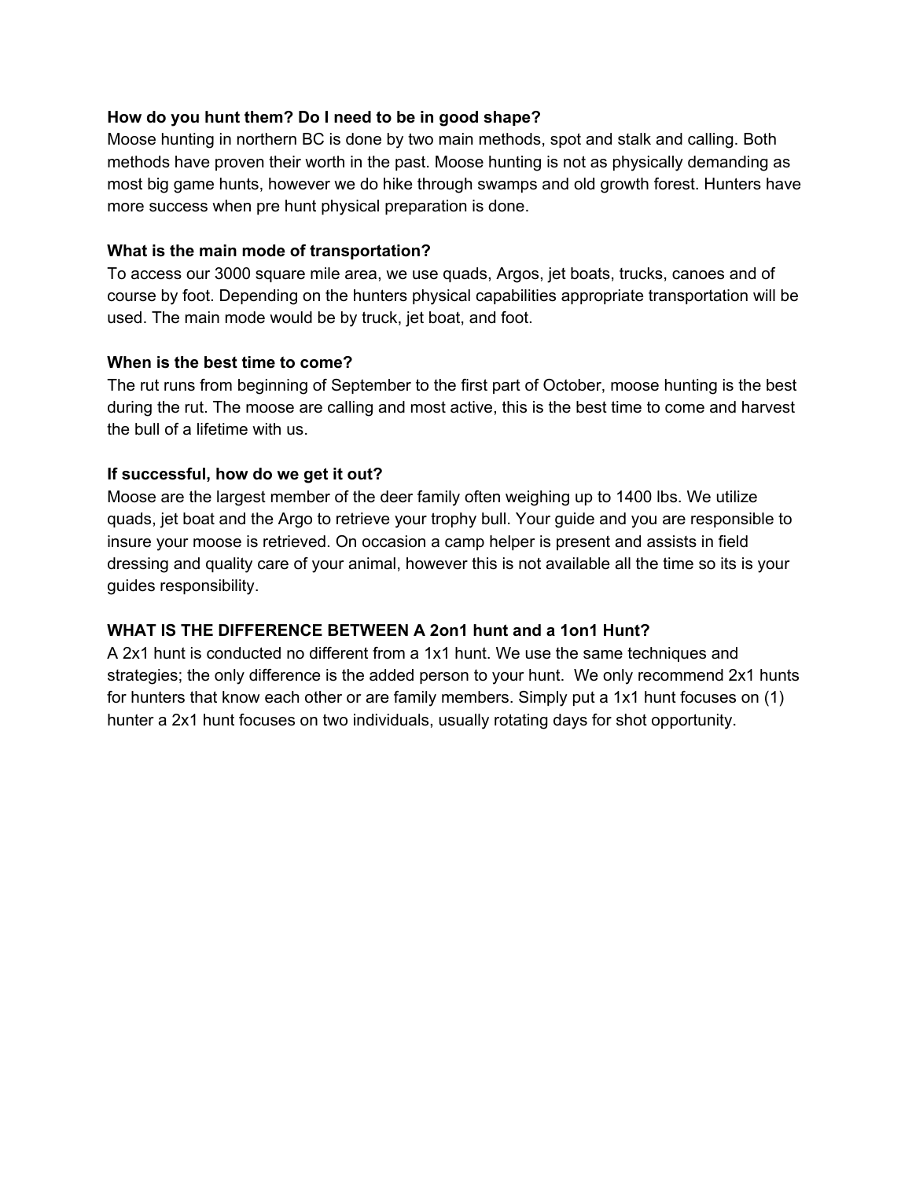**How do you hunt them? Do I need to be in good shape?**

Moose hunting in northern BC is done by two main methods, spot and stalk and calling. Both methods have proven their worth in the past. Moose hunting is not as physically demanding as most big game hunts, however we do hike through swamps and old growth forest. Hunters have more success when pre hunt physical preparation is done.

**What is the main mode of transportation?**

To access our 3000 square mile area, we use quads, Argos, jet boats, trucks, canoes and of course by foot. Depending on the hunters physical capabilities appropriate transportation will be used. The main mode would be by truck, jet boat, and foot.

**When is the best time to come?**

The rut runs from beginning of September to the first part of October, moose hunting is the best during the rut. The moose are calling and most active, this is the best time to come and harvest the bull of a lifetime with us.

**If successful, how do we get it out?**

Moose are the largest member of the deer family often weighing up to 1400 lbs. We utilize quads, jet boat and the Argo to retrieve your trophy bull. Your guide and you are responsible to insure your moose is retrieved. On occasion a camp helper is present and assists in field dressing and quality care of your animal, however this is not available all the time so its is your guides responsibility.

**WHAT IS THE DIFFERENCE BETWEEN A 2on1 hunt and a 1on1 Hunt?**

A 2x1 hunt is conducted no different from a 1x1 hunt. We use the same techniques and strategies; the only difference is the added person to your hunt. We only recommend 2x1 hunts for hunters that know each other or are family members. Simply put a 1x1 hunt focuses on (1) hunter a 2x1 hunt focuses on two individuals, usually rotating days for shot opportunity.